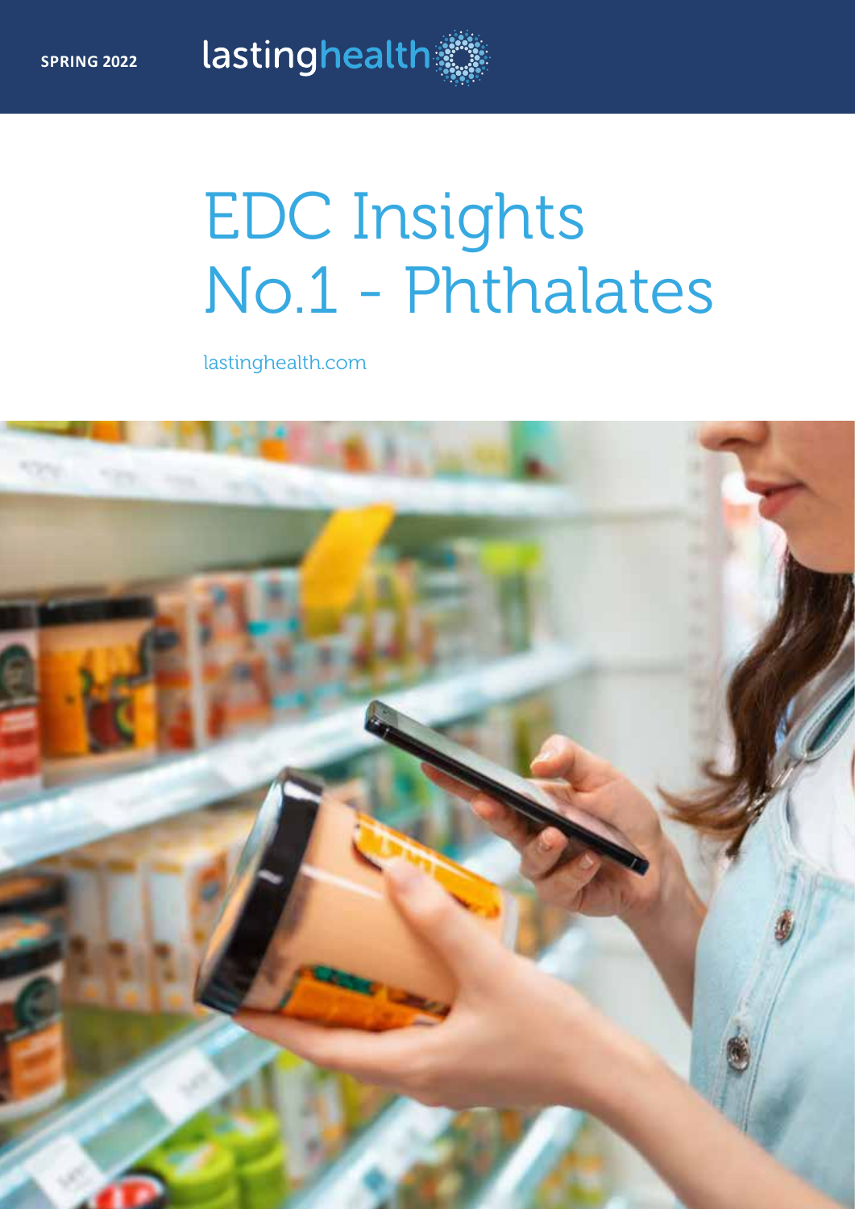SPRING 2022

lastinghealth

# EDC Insights No.1 - Phthalates

lastinghealth.com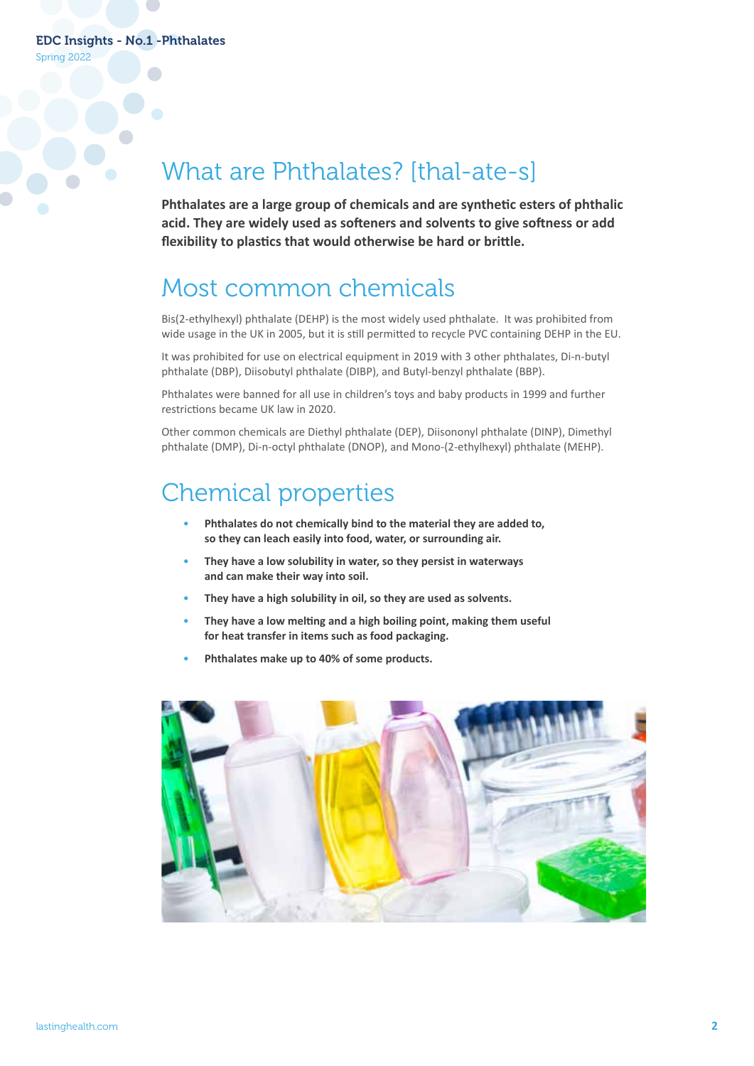# What are Phthalates? [thal-ate-s]

**Phthalates are a large group of chemicals and are synthetic esters of phthalic acid. They are widely used as softeners and solvents to give softness or add flexibility to plastics that would otherwise be hard or brittle.**

## Most common chemicals

Bis(2-ethylhexyl) phthalate (DEHP) is the most widely used phthalate. It was prohibited from wide usage in the UK in 2005, but it is still permitted to recycle PVC containing DEHP in the EU.

It was prohibited for use on electrical equipment in 2019 with 3 other phthalates, Di-n-butyl phthalate (DBP), Diisobutyl phthalate (DIBP), and Butyl-benzyl phthalate (BBP).

Phthalates were banned for all use in children's toys and baby products in 1999 and further restrictions became UK law in 2020.

Other common chemicals are Diethyl phthalate (DEP), Diisononyl phthalate (DINP), Dimethyl phthalate (DMP), Di-n-octyl phthalate (DNOP), and Mono-(2-ethylhexyl) phthalate (MEHP).

## Chemical properties

- **Phthalates do not chemically bind to the material they are added to, so they can leach easily into food, water, or surrounding air.**
- **They have a low solubility in water, so they persist in waterways and can make their way into soil.**
- **They have a high solubility in oil, so they are used as solvents.**
- **They have a low melting and a high boiling point, making them useful for heat transfer in items such as food packaging.**
- **Phthalates make up to 40% of some products.**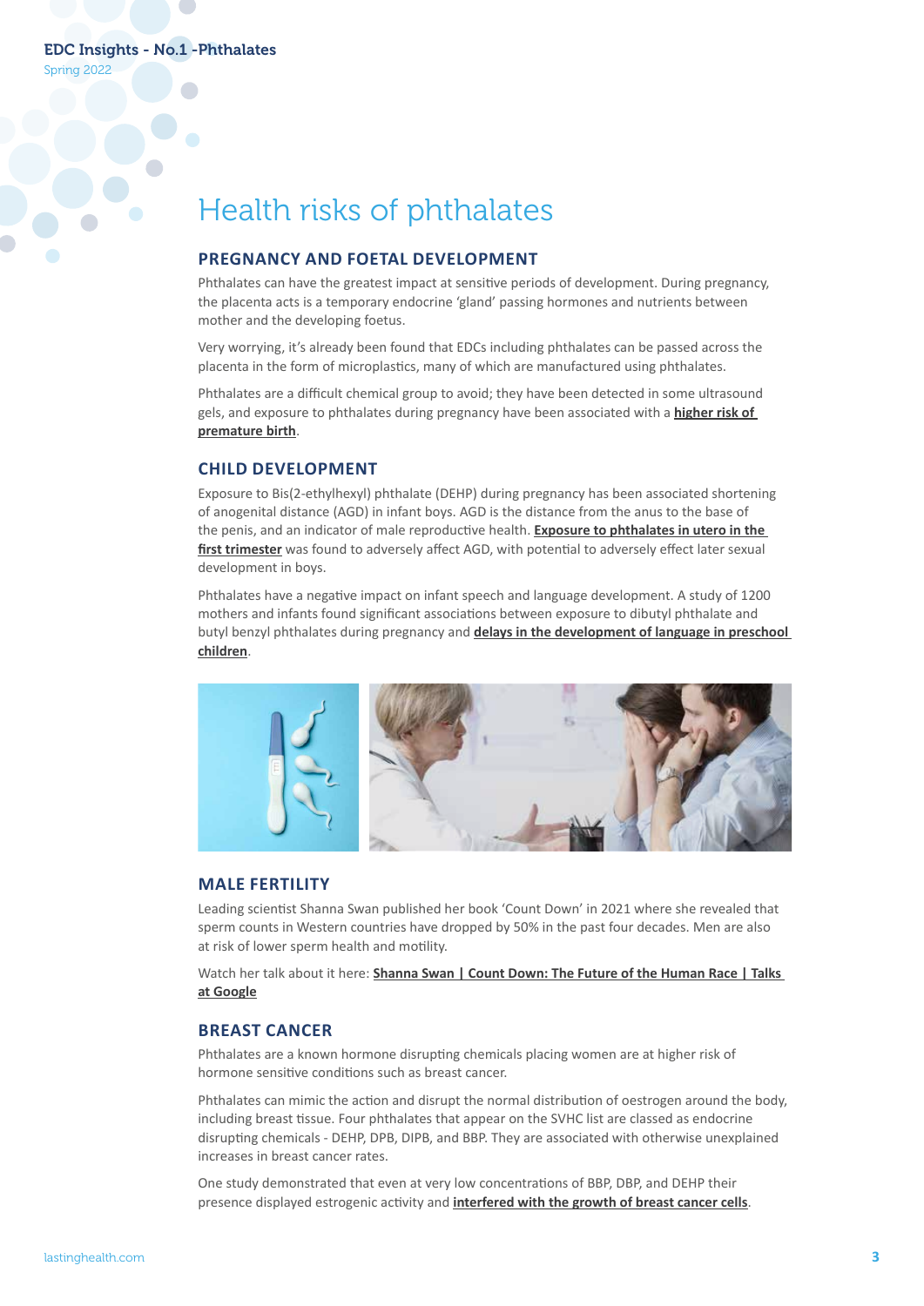# Health risks of phthalates

## PREGNANCY AND FOETAL DEVELOPMENT

Phthalates can have the greatest impact at sensitive periods of development. During pregnancy, the placenta acts is a temporary endocrine 'gland' passing hormones and nutrients between mother and the developing foetus.

Very worrying, it's already been found that EDCs including phthalates can be passed across the placenta in the form of microplastics, many of which are manufactured using phthalates.

Phthalates are a difficult chemical group to avoid; they have been detected in some ultrasound gels, and exposure to phthalates during pregnancy have been associated with a **higher risk of premature birth**.

## CHILD DEVELOPMENT

Exposure to Bis(2-ethylhexyl) phthalate (DEHP) during pregnancy has been associated shortening of anogenital distance (AGD) in infant boys. AGD is the distance from the anus to the base of the penis, and an indicator of male reproductive health. **Exposure to phthalates in utero in the first trimester** was found to adversely affect AGD, with potential to adversely effect later sexual development in boys.

Phthalates have a negative impact on infant speech and language development. A study of 1200 mothers and infants found significant associations between exposure to dibutyl phthalate and butyl benzyl phthalates during pregnancy and **delays in the development of language in preschool children**.

## MALE FERTILITY

Leading scientist Shanna Swan published her book 'Count Down' in 2021 where she revealed that sperm counts in Western countries have dropped by 50% in the past four decades. Men are also at risk of lower sperm health and motility.

Watch her talk about it here: **Shanna Swan | Count Down: The Future of the Human Race | Talks at Google**

## BREAST CANCER

Phthalates are a known hormone disrupting chemicals placing women are at higher risk of hormone sensitive conditions such as breast cancer.

Phthalates can mimic the action and disrupt the normal distribution of oestrogen around the body, including breast tissue. Four phthalates that appear on the SVHC list are classed as endocrine disrupting chemicals - DEHP, DPB, DIPB, and BBP. They are associated with otherwise unexplained increases in breast cancer rates.

One study demonstrated that even at very low concentrations of BBP, DBP, and DEHP their presence displayed estrogenic activity and **interfered with the growth of breast cancer cells**.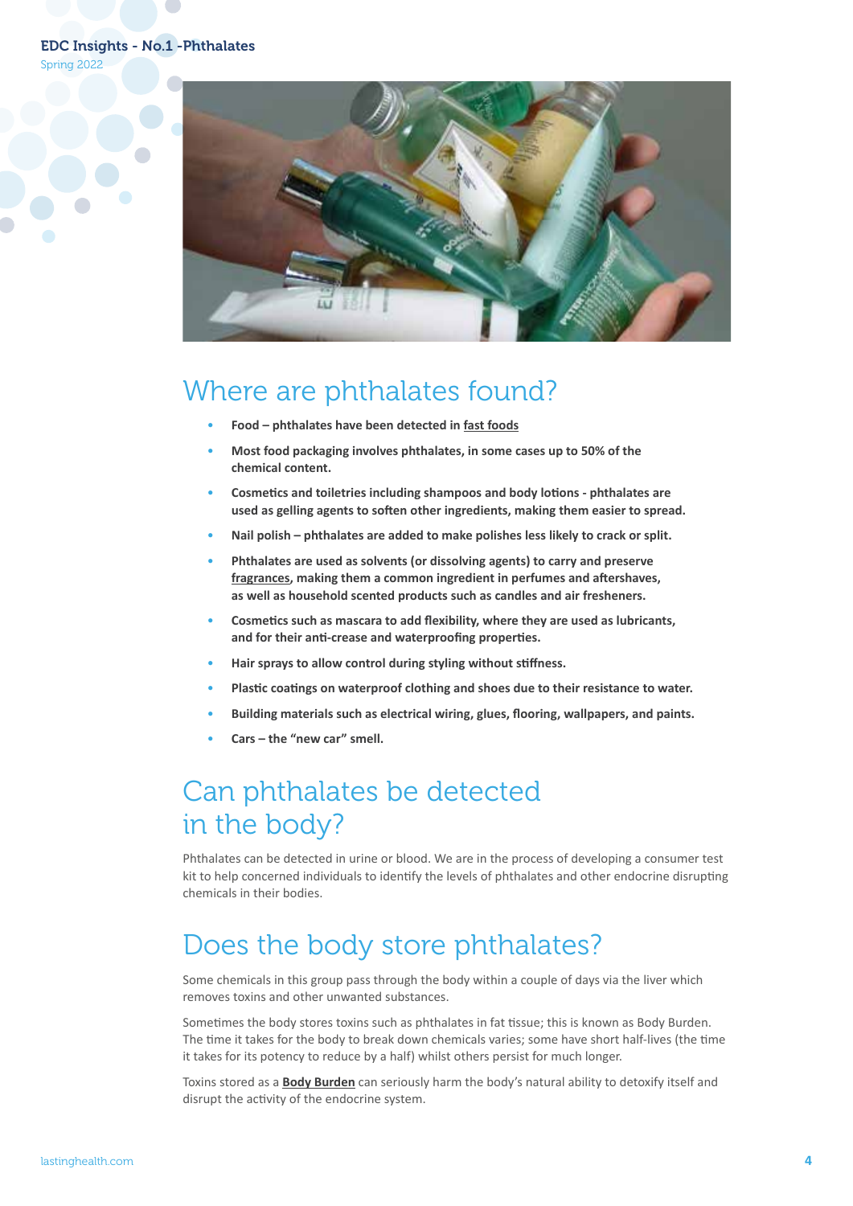## Where are phthalates found?

- **Food – phthalates have been detected in fast foods**
- **Most food packaging involves phthalates, in some cases up to 50% of the chemical content.**
- **Cosmetics and toiletries including shampoos and body lotions - phthalates are used as gelling agents to soften other ingredients, making them easier to spread.**
- **Nail polish – phthalates are added to make polishes less likely to crack or split.**
- **Phthalates are used as solvents (or dissolving agents) to carry and preserve fragrances, making them a common ingredient in perfumes and aftershaves, as well as household scented products such as candles and air fresheners.**
- **Cosmetics such as mascara to add flexibility, where they are used as lubricants, and for their anti-crease and waterproofing properties.**
- **Hair sprays to allow control during styling without stiffness.**
- **Plastic coatings on waterproof clothing and shoes due to their resistance to water.**
- **Building materials such as electrical wiring, glues, flooring, wallpapers, and paints.**
- **Cars – the "new car" smell.**

## Can phthalates be detected in the body?

Phthalates can be detected in urine or blood. We are in the process of developing a consumer test kit to help concerned individuals to identify the levels of phthalates and other endocrine disrupting chemicals in their bodies.

## Does the body store phthalates?

Some chemicals in this group pass through the body within a couple of days via the liver which removes toxins and other unwanted substances.

Sometimes the body stores toxins such as phthalates in fat tissue; this is known as Body Burden. The time it takes for the body to break down chemicals varies; some have short half-lives (the time it takes for its potency to reduce by a half) whilst others persist for much longer.

Toxins stored as a **Body Burden** can seriously harm the body's natural ability to detoxify itself and disrupt the activity of the endocrine system.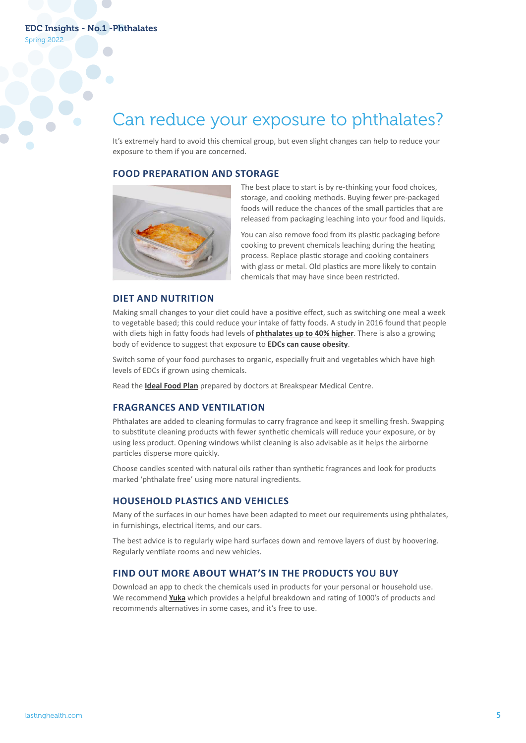# Can reduce your exposure to phthalates?

It's extremely hard to avoid this chemical group, but even slight changes can help to reduce your exposure to them if you are concerned.

## FOOD PREPARATION AND STORAGE

The best place to start is by re-thinking your food choices, storage, and cooking methods. Buying fewer pre-packaged foods will reduce the chances of the small particles that are released from packaging leaching into your food and liquids.

You can also remove food from its plastic packaging before cooking to prevent chemicals leaching during the heating process. Replace plastic storage and cooking containers with glass or metal. Old plastics are more likely to contain chemicals that may have since been restricted.

## DIET AND NUTRITION

Making small changes to your diet could have a positive effect, such as switching one meal a week to vegetable based; this could reduce your intake of fatty foods. A study in 2016 found that people with diets high in fatty foods had levels of **phthalates up to 40% higher**. There is also a growing body of evidence to suggest that exposure to **EDCs can cause obesity**.

Switch some of your food purchases to organic, especially fruit and vegetables which have high levels of EDCs if grown using chemicals.

Read the **Ideal Food Plan** prepared by doctors at Breakspear Medical Centre.

## FRAGRANCES AND VENTILATION

Phthalates are added to cleaning formulas to carry fragrance and keep it smelling fresh. Swapping to substitute cleaning products with fewer synthetic chemicals will reduce your exposure, or by using less product. Opening windows whilst cleaning is also advisable as it helps the airborne particles disperse more quickly.

Choose candles scented with natural oils rather than synthetic fragrances and look for products marked 'phthalate free' using more natural ingredients.

## HOUSEHOLD PLASTICS AND VEHICLES

Many of the surfaces in our homes have been adapted to meet our requirements using phthalates, in furnishings, electrical items, and our cars.

The best advice is to regularly wipe hard surfaces down and remove layers of dust by hoovering. Regularly ventilate rooms and new vehicles.

## FIND OUT MORE ABOUT WHAT'S IN THE PRODUCTS YOU BUY

Download an app to check the chemicals used in products for your personal or household use. We recommend **Yuka** which provides a helpful breakdown and rating of 1000's of products and recommends alternatives in some cases, and it's free to use.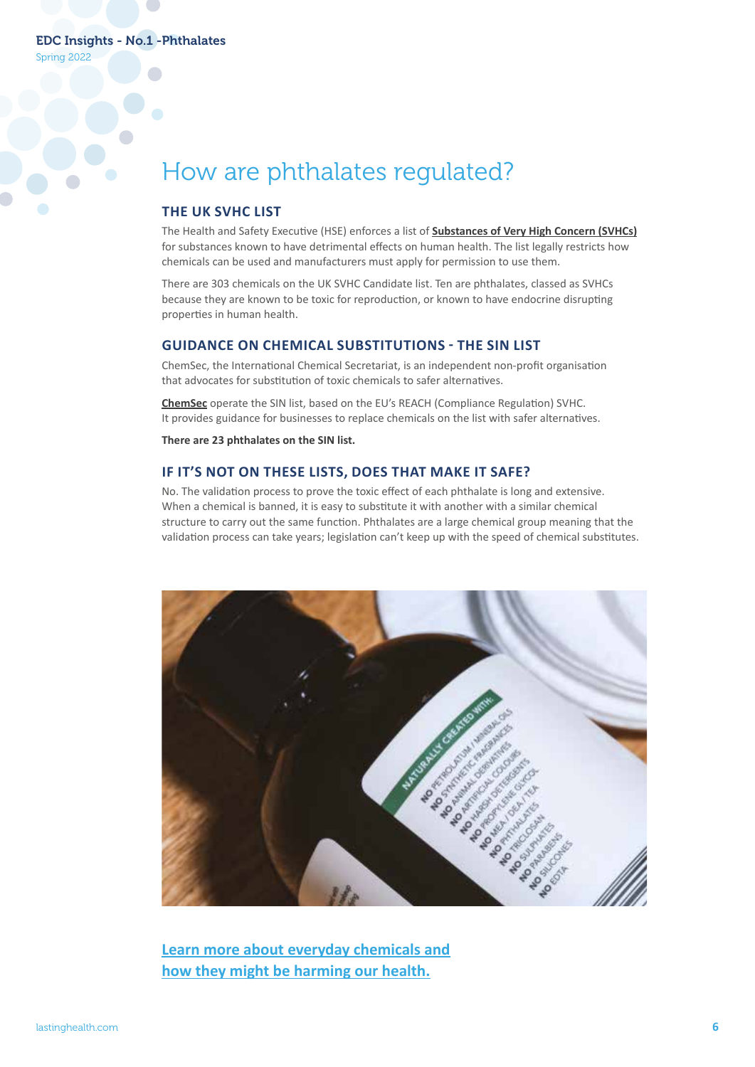# How are phthalates regulated?

## THE UK SVHC LIST

The Health and Safety Executive (HSE) enforces a list of **Substances of Very High Concern (SVHCs)** for substances known to have detrimental effects on human health. The list legally restricts how chemicals can be used and manufacturers must apply for permission to use them.

There are 303 chemicals on the UK SVHC Candidate list. Ten are phthalates, classed as SVHCs because they are known to be toxic for reproduction, or known to have endocrine disrupting properties in human health.

## GUIDANCE ON CHEMICAL SUBSTITUTIONS - THE SIN LIST

ChemSec, the International Chemical Secretariat, is an independent non-profit organisation that advocates for substitution of toxic chemicals to safer alternatives.

**ChemSec** operate the SIN list, based on the EU's REACH (Compliance Regulation) SVHC. It provides guidance for businesses to replace chemicals on the list with safer alternatives.

**There are 23 phthalates on the SIN list.**

## IF IT'S NOT ON THESE LISTS, DOES THAT MAKE IT SAFE?

No. The validation process to prove the toxic effect of each phthalate is long and extensive. When a chemical is banned, it is easy to substitute it with another with a similar chemical structure to carry out the same function. Phthalates are a large chemical group meaning that the validation process can take years; legislation can't keep up with the speed of chemical substitutes.

**Learn more about everyday chemicals and how they might be harming our health.**